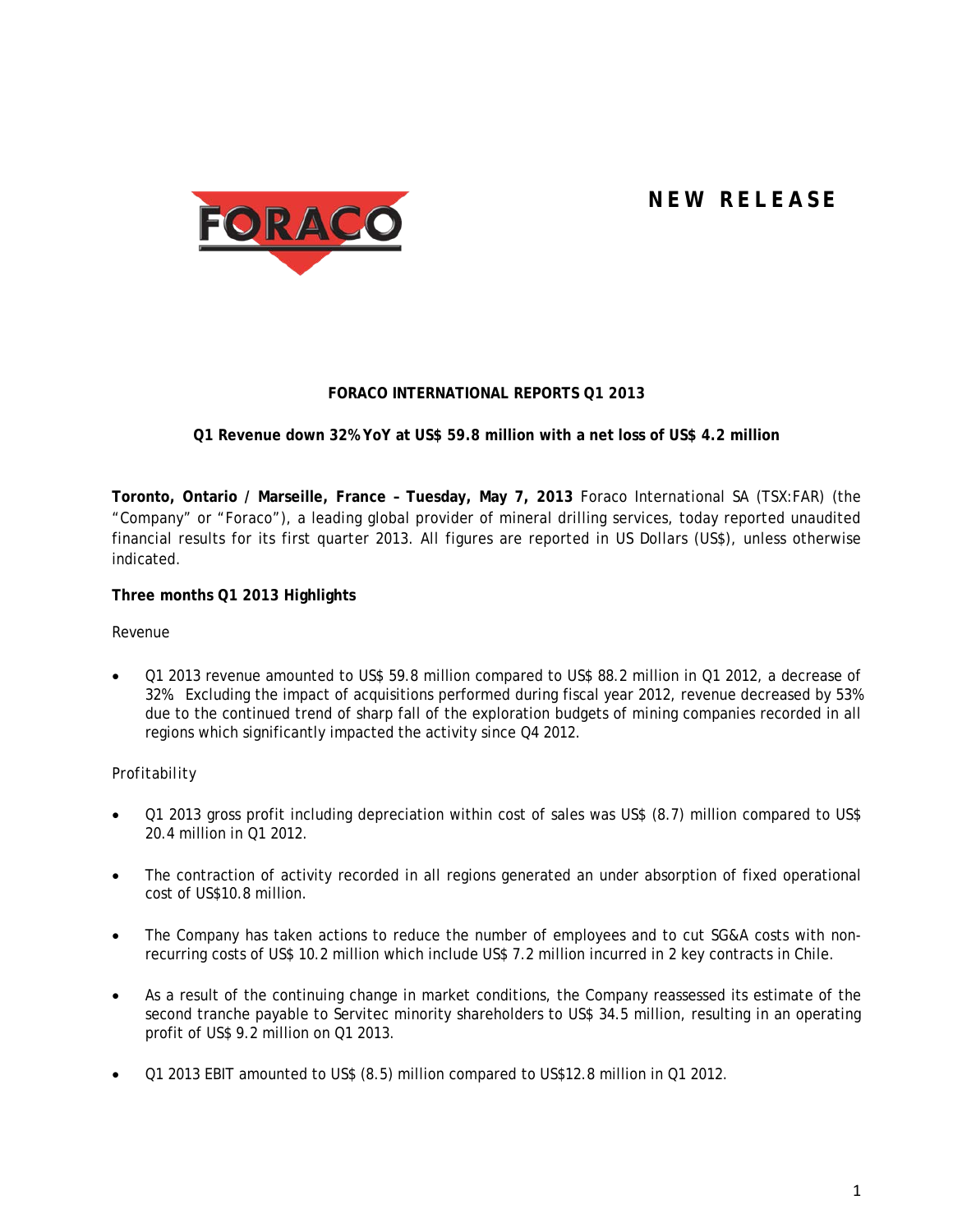**NEW RELEASE**

**FORACO INTERNATIONAL REPORTS Q1 2013**

**Q1 Revenue down 32% YoY at US$ 59.8 million with a net loss of US$ 4.2 million**

**Toronto, Ontario / Marseille, France – Tuesday, May 7, 2013** Foraco International SA (TSX:FAR) (the "Company" or "Foraco"), a leading global provider of mineral drilling services, today reported unaudited financial results for its first quarter 2013. All figures are reported in US Dollars (US$), unless otherwise indicated.

**Three months Q1 2013 Highlights**

Revenue

- Q1 2013 revenue amounted to US$ 59.8 million compared to US$ 88.2 million in Q1 2012, a decrease of 32%. Excluding the impact of acquisitions performed during fiscal year 2012, revenue decreased by 53% due to the continued trend of sharp fall of the exploration budgets of mining companies recorded in all regions which significantly impacted the activity since Q4 2012.

Profitability

- Q1 2013 gross profit including depreciation within cost of sales was US$ (8.7) million compared to US$ 20.4 million in Q1 2012.
- The contraction of activity recorded in all regions generated an under absorption of fixed operational cost of US$10.8 million.
- The Company has taken actions to reduce the number of employees and to cut SG&A costs with non-recurring costs of US$ 10.2 million which include US$ 7.2 million incurred in 2 key contracts in Chile.
- As a result of the continuing change in market conditions, the Company reassessed its estimate of the second tranche payable to Servitec minority shareholders to US$ 34.5 million, resulting in an operating profit of US$ 9.2 million on Q1 2013.
- Q1 2013 EBIT amounted to US$ (8.5) million compared to US$12.8 million in Q1 2012.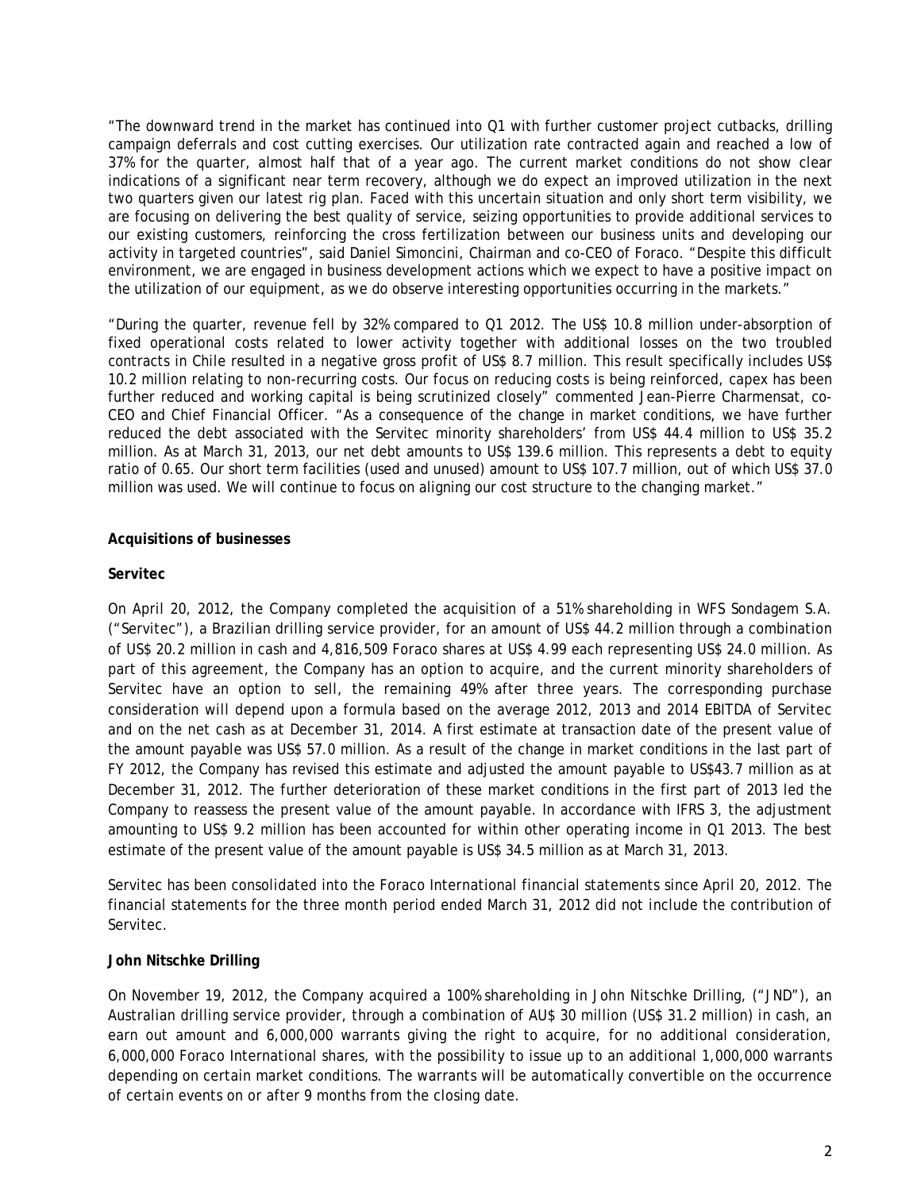"The downward trend in the market has continued into Q1 with further customer project cutbacks, drilling campaign deferrals and cost cutting exercises. Our utilization rate contracted again and reached a low of 37% for the quarter, almost half that of a year ago. The current market conditions do not show clear indications of a significant near term recovery, although we do expect an improved utilization in the next two quarters given our latest rig plan. Faced with this uncertain situation and only short term visibility, we are focusing on delivering the best quality of service, seizing opportunities to provide additional services to our existing customers, reinforcing the cross fertilization between our business units and developing our activity in targeted countries", said Daniel Simoncini, Chairman and co-CEO of Foraco. "Despite this difficult environment, we are engaged in business development actions which we expect to have a positive impact on the utilization of our equipment, as we do observe interesting opportunities occurring in the markets."

"During the quarter, revenue fell by 32% compared to Q1 2012. The US$ 10.8 million under-absorption of fixed operational costs related to lower activity together with additional losses on the two troubled contracts in Chile resulted in a negative gross profit of US$ 8.7 million. This result specifically includes US$ 10.2 million relating to non-recurring costs. Our focus on reducing costs is being reinforced, capex has been further reduced and working capital is being scrutinized closely" commented Jean-Pierre Charmensat, co-CEO and Chief Financial Officer. "As a consequence of the change in market conditions, we have further reduced the debt associated with the Servitec minority shareholders' from US$ 44.4 million to US$ 35.2 million. As at March 31, 2013, our net debt amounts to US$ 139.6 million. This represents a debt to equity ratio of 0.65. Our short term facilities (used and unused) amount to US$ 107.7 million, out of which US$ 37.0 million was used. We will continue to focus on aligning our cost structure to the changing market."

**Acquisitions of businesses**

**Servitec**

On April 20, 2012, the Company completed the acquisition of a 51% shareholding in WFS Sondagem S.A. ("Servitec"), a Brazilian drilling service provider, for an amount of US$ 44.2 million through a combination of US$ 20.2 million in cash and 4,816,509 Foraco shares at US$ 4.99 each representing US$ 24.0 million. As part of this agreement, the Company has an option to acquire, and the current minority shareholders of Servitec have an option to sell, the remaining 49% after three years. The corresponding purchase consideration will depend upon a formula based on the average 2012, 2013 and 2014 EBITDA of Servitec and on the net cash as at December 31, 2014. A first estimate at transaction date of the present value of the amount payable was US$ 57.0 million. As a result of the change in market conditions in the last part of FY 2012, the Company has revised this estimate and adjusted the amount payable to US$43.7 million as at December 31, 2012. The further deterioration of these market conditions in the first part of 2013 led the Company to reassess the present value of the amount payable. In accordance with IFRS 3, the adjustment amounting to US$ 9.2 million has been accounted for within other operating income in Q1 2013. The best estimate of the present value of the amount payable is US$ 34.5 million as at March 31, 2013.

Servitec has been consolidated into the Foraco International financial statements since April 20, 2012. The financial statements for the three month period ended March 31, 2012 did not include the contribution of Servitec.

**John Nitschke Drilling**

On November 19, 2012, the Company acquired a 100% shareholding in John Nitschke Drilling, ("JND"), an Australian drilling service provider, through a combination of AU$ 30 million (US$ 31.2 million) in cash, an earn out amount and 6,000,000 warrants giving the right to acquire, for no additional consideration, 6,000,000 Foraco International shares, with the possibility to issue up to an additional 1,000,000 warrants depending on certain market conditions. The warrants will be automatically convertible on the occurrence of certain events on or after 9 months from the closing date.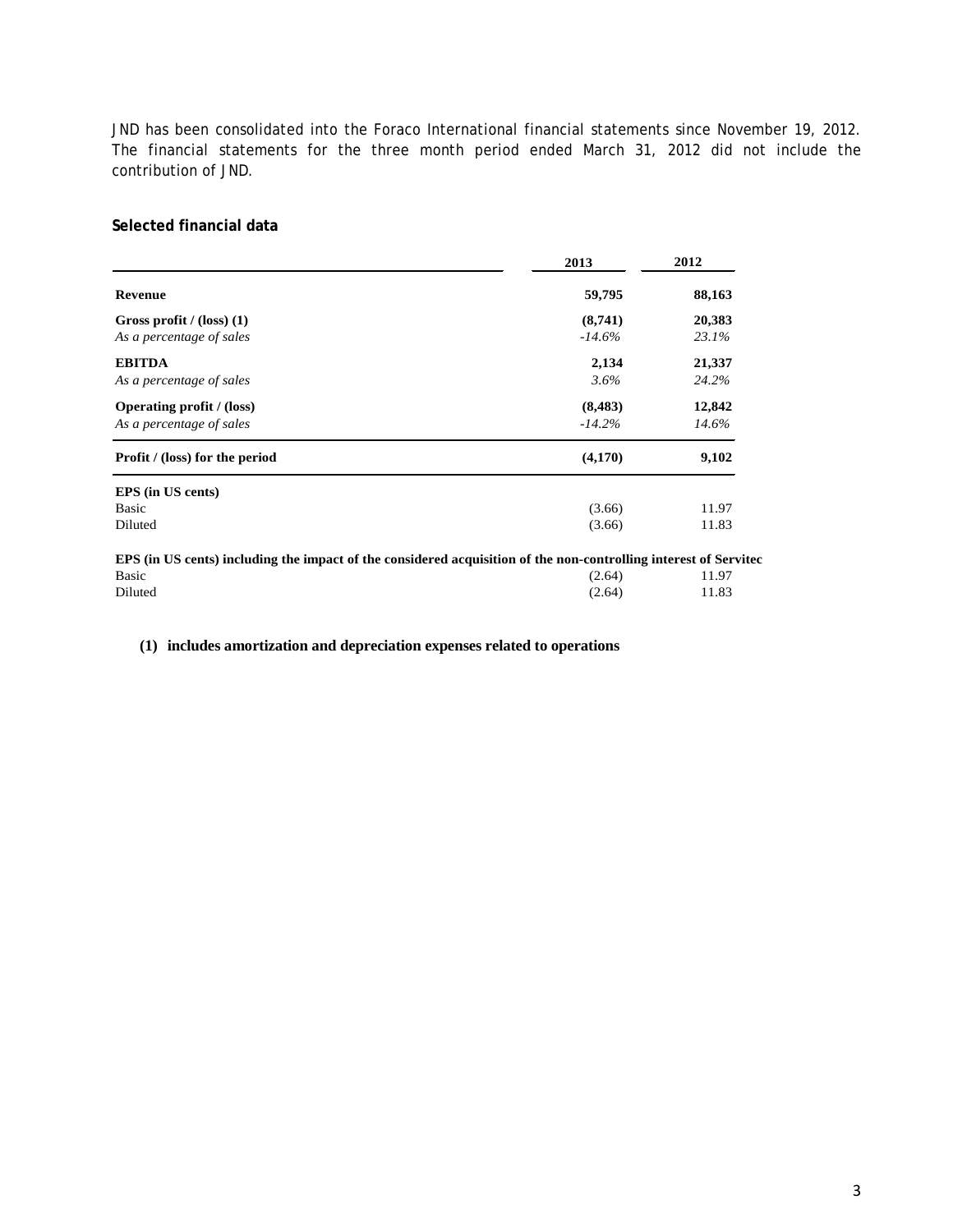JND has been consolidated into the Foraco International financial statements since November 19, 2012. The financial statements for the three month period ended March 31, 2012 did not include the contribution of JND.

**Selected financial data**

| | 2013 | 2012 |
|---|---|---|
| **Revenue** | **59,795** | **88,163** |
| **Gross profit / (loss) (1)** | **(8,741)** | **20,383** |
| *As a percentage of sales* | *-14.6%* | *23.1%* |
| **EBITDA** | **2,134** | **21,337** |
| *As a percentage of sales* | *3.6%* | *24.2%* |
| **Operating profit / (loss)** | **(8,483)** | **12,842** |
| *As a percentage of sales* | *-14.2%* | *14.6%* |
| **Profit / (loss) for the period** | **(4,170)** | **9,102** |
| **EPS (in US cents)** | | |
| Basic | (3.66) | 11.97 |
| Diluted | (3.66) | 11.83 |
| **EPS (in US cents) including the impact of the considered acquisition of the non-controlling interest of Servitec** | | |
| Basic | (2.64) | 11.97 |
| Diluted | (2.64) | 11.83 |

**(1) includes amortization and depreciation expenses related to operations**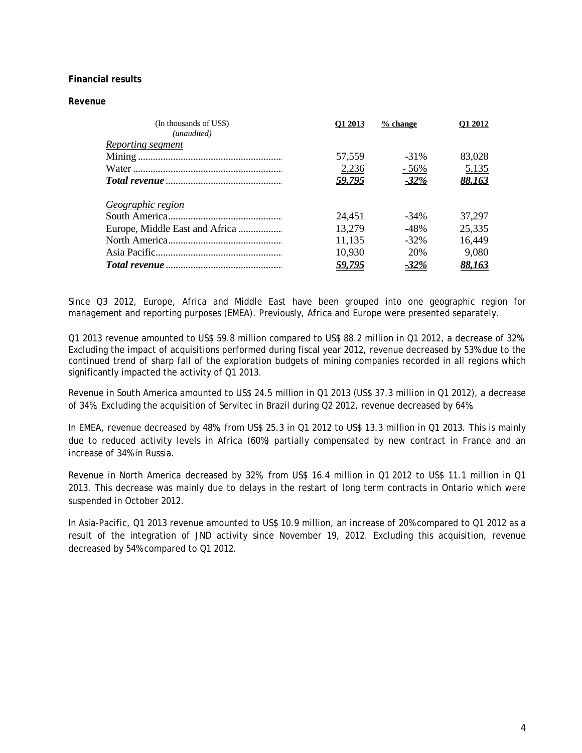**Financial results**

**Revenue**

| (In thousands of US$) *(unaudited)* | Q1 2013 | % change | Q1 2012 |
|---|---|---|---|
| *Reporting segment* | | | |
| Mining | 57,559 | -31% | 83,028 |
| Water | 2,236 | - 56% | 5,135 |
| ***Total revenue*** | ***59,795*** | ***-32%*** | ***88,163*** |
| *Geographic region* | | | |
| South America | 24,451 | -34% | 37,297 |
| Europe, Middle East and Africa | 13,279 | -48% | 25,335 |
| North America | 11,135 | -32% | 16,449 |
| Asia Pacific | 10,930 | 20% | 9,080 |
| ***Total revenue*** | ***59,795*** | ***-32%*** | ***88,163*** |

Since Q3 2012, Europe, Africa and Middle East have been grouped into one geographic region for management and reporting purposes (EMEA). Previously, Africa and Europe were presented separately.

Q1 2013 revenue amounted to US$ 59.8 million compared to US$ 88.2 million in Q1 2012, a decrease of 32%. Excluding the impact of acquisitions performed during fiscal year 2012, revenue decreased by 53% due to the continued trend of sharp fall of the exploration budgets of mining companies recorded in all regions which significantly impacted the activity of Q1 2013.

Revenue in South America amounted to US$ 24.5 million in Q1 2013 (US$ 37.3 million in Q1 2012), a decrease of 34%. Excluding the acquisition of Servitec in Brazil during Q2 2012, revenue decreased by 64%.

In EMEA, revenue decreased by 48%, from US$ 25.3 in Q1 2012 to US$ 13.3 million in Q1 2013. This is mainly due to reduced activity levels in Africa (60%) partially compensated by new contract in France and an increase of 34% in Russia.

Revenue in North America decreased by 32%, from US$ 16.4 million in Q1 2012 to US$ 11.1 million in Q1 2013. This decrease was mainly due to delays in the restart of long term contracts in Ontario which were suspended in October 2012.

In Asia-Pacific, Q1 2013 revenue amounted to US$ 10.9 million, an increase of 20% compared to Q1 2012 as a result of the integration of JND activity since November 19, 2012. Excluding this acquisition, revenue decreased by 54% compared to Q1 2012.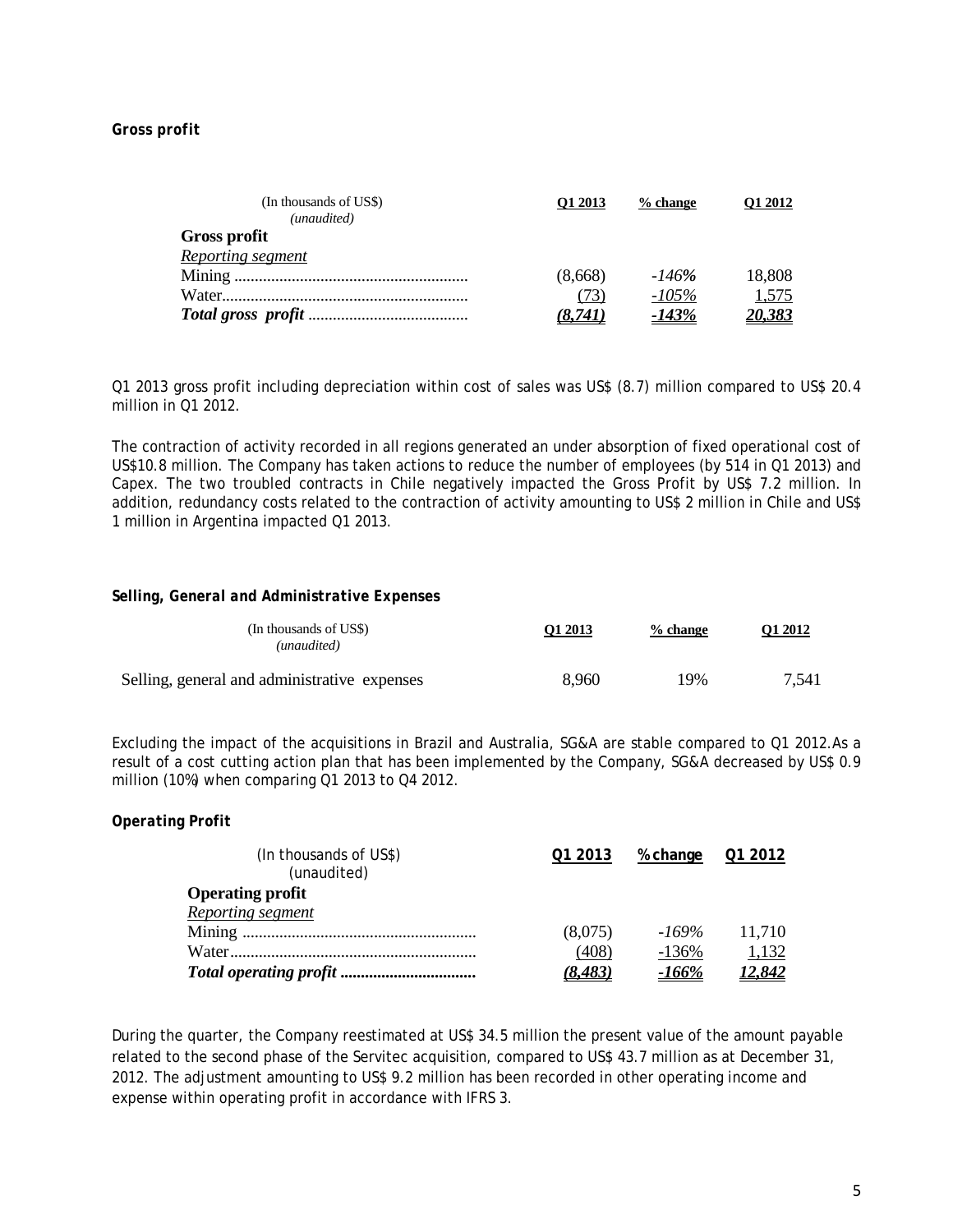### Gross profit

| (In thousands of US$) *(unaudited)* | Q1 2013 | % change | Q1 2012 |
|---|---|---|---|
| **Gross profit** | | | |
| *Reporting segment* | | | |
| Mining | (8,668) | *-146%* | 18,808 |
| Water | (73) | *-105%* | 1,575 |
| ***Total gross profit*** | ***(8,741)*** | ***-143%*** | ***20,383*** |

Q1 2013 gross profit including depreciation within cost of sales was US$ (8.7) million compared to US$ 20.4 million in Q1 2012.

The contraction of activity recorded in all regions generated an under absorption of fixed operational cost of US$10.8 million. The Company has taken actions to reduce the number of employees (by 514 in Q1 2013) and Capex. The two troubled contracts in Chile negatively impacted the Gross Profit by US$ 7.2 million. In addition, redundancy costs related to the contraction of activity amounting to US$ 2 million in Chile and US$ 1 million in Argentina impacted Q1 2013.

### Selling, General and Administrative Expenses

| (In thousands of US$) *(unaudited)* | Q1 2013 | % change | Q1 2012 |
|---|---|---|---|
| Selling, general and administrative expenses | 8,960 | 19% | 7,541 |

Excluding the impact of the acquisitions in Brazil and Australia, SG&A are stable compared to Q1 2012.As a result of a cost cutting action plan that has been implemented by the Company, SG&A decreased by US$ 0.9 million (10%) when comparing Q1 2013 to Q4 2012.

### Operating Profit

| (In thousands of US$) (unaudited) | Q1 2013 | % change | Q1 2012 |
|---|---|---|---|
| **Operating profit** | | | |
| *Reporting segment* | | | |
| Mining | (8,075) | *-169%* | 11,710 |
| Water | (408) | -136% | 1,132 |
| ***Total operating profit*** | ***(8,483)*** | ***-166%*** | ***12,842*** |

During the quarter, the Company reestimated at US$ 34.5 million the present value of the amount payable related to the second phase of the Servitec acquisition, compared to US$ 43.7 million as at December 31, 2012. The adjustment amounting to US$ 9.2 million has been recorded in other operating income and expense within operating profit in accordance with IFRS 3.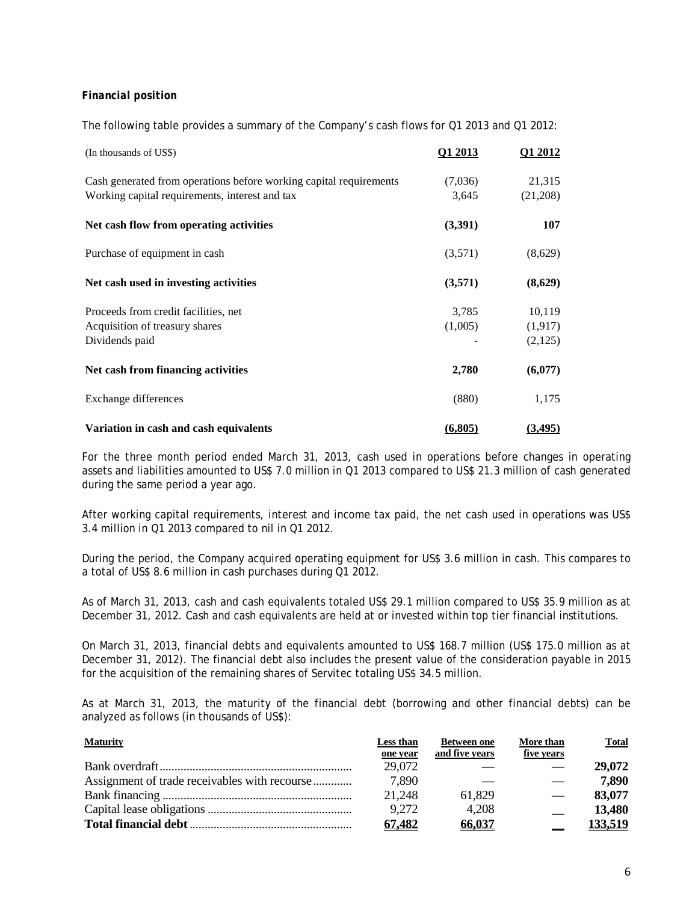### *Financial position*

The following table provides a summary of the Company's cash flows for Q1 2013 and Q1 2012:

| (In thousands of US$) | Q1 2013 | Q1 2012 |
|---|---|---|
| Cash generated from operations before working capital requirements | (7,036) | 21,315 |
| Working capital requirements, interest and tax | 3,645 | (21,208) |
| **Net cash flow from operating activities** | **(3,391)** | **107** |
| Purchase of equipment in cash | (3,571) | (8,629) |
| **Net cash used in investing activities** | **(3,571)** | **(8,629)** |
| Proceeds from credit facilities, net | 3,785 | 10,119 |
| Acquisition of treasury shares | (1,005) | (1,917) |
| Dividends paid | - | (2,125) |
| **Net cash from financing activities** | **2,780** | **(6,077)** |
| Exchange differences | (880) | 1,175 |
| **Variation in cash and cash equivalents** | **(6,805)** | **(3,495)** |

For the three month period ended March 31, 2013, cash used in operations before changes in operating assets and liabilities amounted to US$ 7.0 million in Q1 2013 compared to US$ 21.3 million of cash generated during the same period a year ago.

After working capital requirements, interest and income tax paid, the net cash used in operations was US$ 3.4 million in Q1 2013 compared to nil in Q1 2012.

During the period, the Company acquired operating equipment for US$ 3.6 million in cash. This compares to a total of US$ 8.6 million in cash purchases during Q1 2012.

As of March 31, 2013, cash and cash equivalents totaled US$ 29.1 million compared to US$ 35.9 million as at December 31, 2012. Cash and cash equivalents are held at or invested within top tier financial institutions.

On March 31, 2013, financial debts and equivalents amounted to US$ 168.7 million (US$ 175.0 million as at December 31, 2012). The financial debt also includes the present value of the consideration payable in 2015 for the acquisition of the remaining shares of Servitec totaling US$ 34.5 million.

As at March 31, 2013, the maturity of the financial debt (borrowing and other financial debts) can be analyzed as follows (in thousands of US$):

| Maturity | Less than one year | Between one and five years | More than five years | Total |
|---|---|---|---|---|
| Bank overdraft | 29,072 | — | — | **29,072** |
| Assignment of trade receivables with recourse | 7,890 | — | — | **7,890** |
| Bank financing | 21,248 | 61,829 | — | **83,077** |
| Capital lease obligations | 9,272 | 4,208 | __ | **13,480** |
| **Total financial debt** | **67,482** | **66,037** | __ | **133,519** |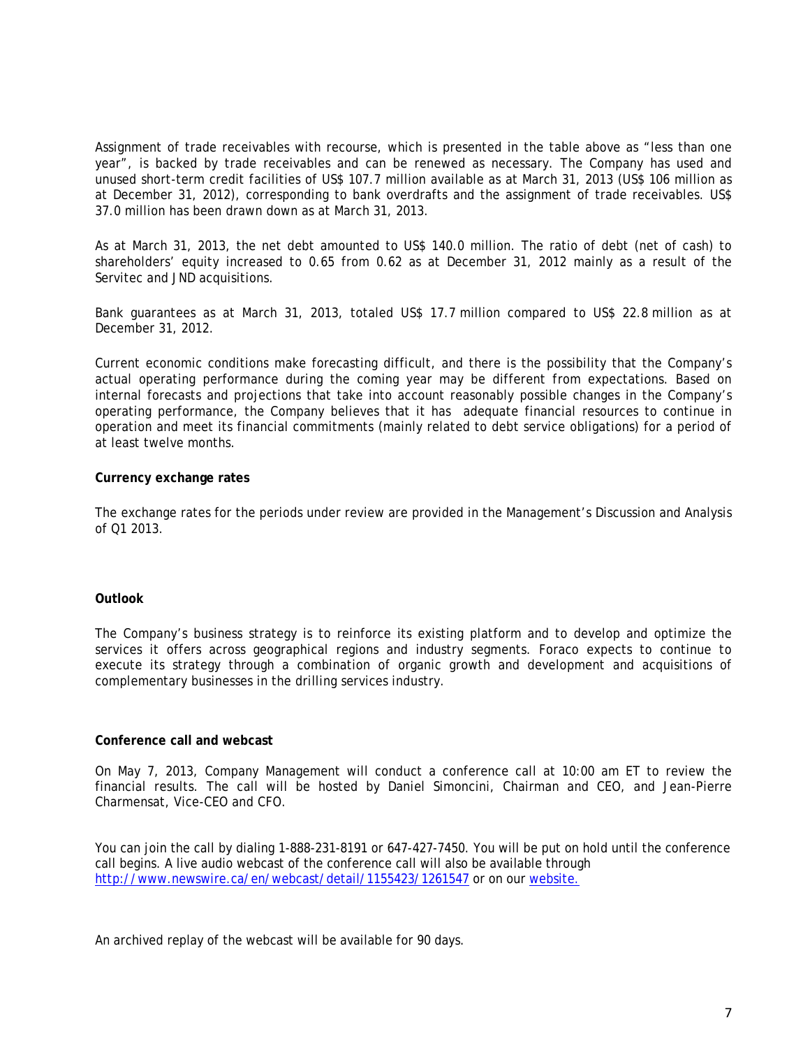Assignment of trade receivables with recourse, which is presented in the table above as "less than one year", is backed by trade receivables and can be renewed as necessary. The Company has used and unused short-term credit facilities of US$ 107.7 million available as at March 31, 2013 (US$ 106 million as at December 31, 2012), corresponding to bank overdrafts and the assignment of trade receivables. US$ 37.0 million has been drawn down as at March 31, 2013.

As at March 31, 2013, the net debt amounted to US$ 140.0 million. The ratio of debt (net of cash) to shareholders' equity increased to 0.65 from 0.62 as at December 31, 2012 mainly as a result of the Servitec and JND acquisitions.

Bank guarantees as at March 31, 2013, totaled US$ 17.7 million compared to US$ 22.8 million as at December 31, 2012.

Current economic conditions make forecasting difficult, and there is the possibility that the Company's actual operating performance during the coming year may be different from expectations. Based on internal forecasts and projections that take into account reasonably possible changes in the Company's operating performance, the Company believes that it has adequate financial resources to continue in operation and meet its financial commitments (mainly related to debt service obligations) for a period of at least twelve months.

**Currency exchange rates**

The exchange rates for the periods under review are provided in the Management's Discussion and Analysis of Q1 2013.

**Outlook**

The Company's business strategy is to reinforce its existing platform and to develop and optimize the services it offers across geographical regions and industry segments. Foraco expects to continue to execute its strategy through a combination of organic growth and development and acquisitions of complementary businesses in the drilling services industry.

**Conference call and webcast**

On May 7, 2013, Company Management will conduct a conference call at 10:00 am ET to review the financial results. The call will be hosted by Daniel Simoncini, Chairman and CEO, and Jean-Pierre Charmensat, Vice-CEO and CFO.

You can join the call by dialing 1-888-231-8191 or 647-427-7450. You will be put on hold until the conference call begins. A live audio webcast of the conference call will also be available through http://www.newswire.ca/en/webcast/detail/1155423/1261547 or on our website.

An archived replay of the webcast will be available for 90 days.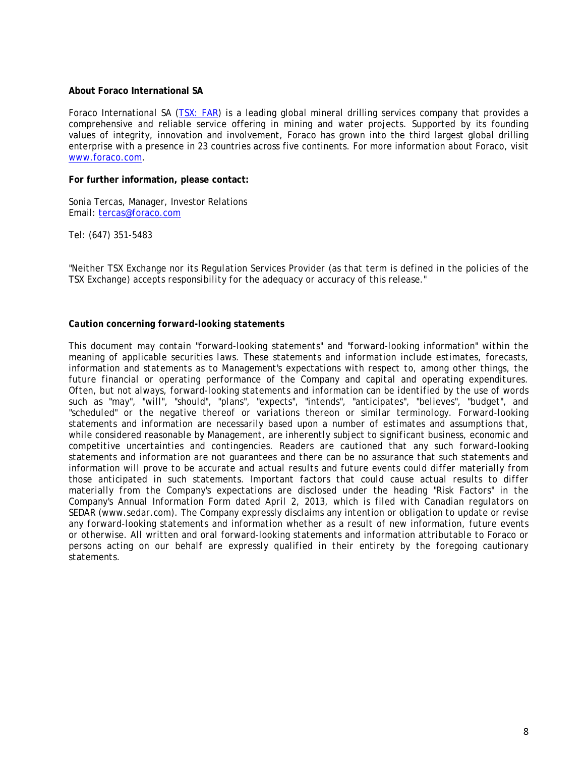**About Foraco International SA**

Foraco International SA (TSX: FAR) is a leading global mineral drilling services company that provides a comprehensive and reliable service offering in mining and water projects. Supported by its founding values of integrity, innovation and involvement, Foraco has grown into the third largest global drilling enterprise with a presence in 23 countries across five continents. For more information about Foraco, visit www.foraco.com.

**For further information, please contact:**

Sonia Tercas, Manager, Investor Relations
Email: tercas@foraco.com

Tel: (647) 351-5483

"Neither TSX Exchange nor its Regulation Services Provider (as that term is defined in the policies of the TSX Exchange) accepts responsibility for the adequacy or accuracy of this release."

***Caution concerning forward-looking statements***

This document may contain "forward-looking statements" and "forward-looking information" within the meaning of applicable securities laws. These statements and information include estimates, forecasts, information and statements as to Management's expectations with respect to, among other things, the future financial or operating performance of the Company and capital and operating expenditures. Often, but not always, forward-looking statements and information can be identified by the use of words such as "may", "will", "should", "plans", "expects", "intends", "anticipates", "believes", "budget", and "scheduled" or the negative thereof or variations thereon or similar terminology. Forward-looking statements and information are necessarily based upon a number of estimates and assumptions that, while considered reasonable by Management, are inherently subject to significant business, economic and competitive uncertainties and contingencies. Readers are cautioned that any such forward-looking statements and information are not guarantees and there can be no assurance that such statements and information will prove to be accurate and actual results and future events could differ materially from those anticipated in such statements. Important factors that could cause actual results to differ materially from the Company's expectations are disclosed under the heading "Risk Factors" in the Company's Annual Information Form dated April 2, 2013, which is filed with Canadian regulators on SEDAR (www.sedar.com). The Company expressly disclaims any intention or obligation to update or revise any forward-looking statements and information whether as a result of new information, future events or otherwise. All written and oral forward-looking statements and information attributable to Foraco or persons acting on our behalf are expressly qualified in their entirety by the foregoing cautionary statements.